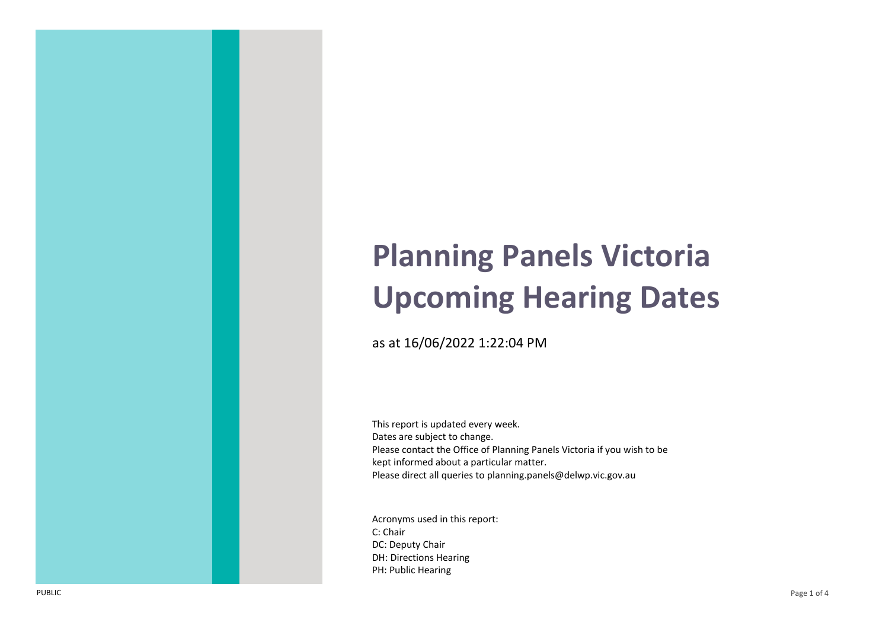# Planning Panels Victoria Upcoming Hearing Dates

as at 16/06/2022 1:22:04 PM

This report is updated every week.
Dates are subject to change.
Please contact the Office of Planning Panels Victoria if you wish to be kept informed about a particular matter.
Please direct all queries to planning.panels@delwp.vic.gov.au

Acronyms used in this report:
C: Chair
DC: Deputy Chair
DH: Directions Hearing
PH: Public Hearing

PUBLIC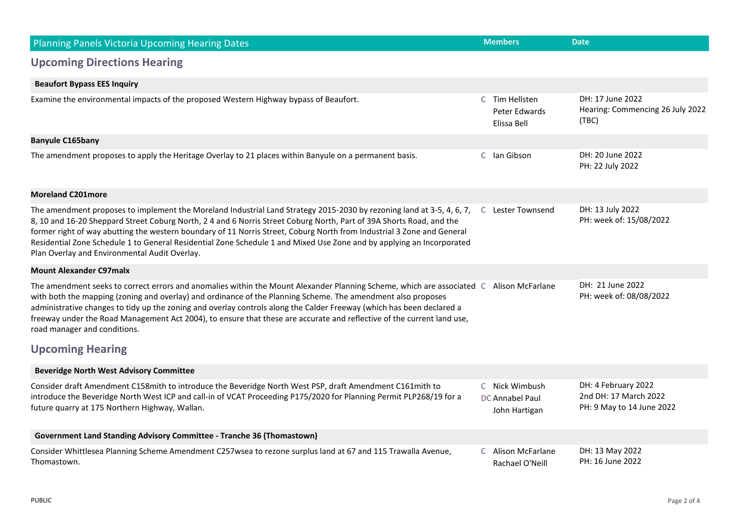| Planning Panels Victoria Upcoming Hearing Dates | Members | Date |
|---|---|---|

## Upcoming Directions Hearing

| | | |
|---|---|---|
| **Beaufort Bypass EES Inquiry** | | |
| Examine the environmental impacts of the proposed Western Highway bypass of Beaufort. | C Tim Hellsten<br>Peter Edwards<br>Elissa Bell | DH: 17 June 2022<br>Hearing: Commencing 26 July 2022 (TBC) |
| **Banyule C165bany** | | |
| The amendment proposes to apply the Heritage Overlay to 21 places within Banyule on a permanent basis. | C Ian Gibson | DH: 20 June 2022<br>PH: 22 July 2022 |
| **Moreland C201more** | | |
| The amendment proposes to implement the Moreland Industrial Land Strategy 2015-2030 by rezoning land at 3-5, 4, 6, 7, 8, 10 and 16-20 Sheppard Street Coburg North, 2 4 and 6 Norris Street Coburg North, Part of 39A Shorts Road, and the former right of way abutting the western boundary of 11 Norris Street, Coburg North from Industrial 3 Zone and General Residential Zone Schedule 1 to General Residential Zone Schedule 1 and Mixed Use Zone and by applying an Incorporated Plan Overlay and Environmental Audit Overlay. | C Lester Townsend | DH: 13 July 2022<br>PH: week of: 15/08/2022 |
| **Mount Alexander C97malx** | | |
| The amendment seeks to correct errors and anomalies within the Mount Alexander Planning Scheme, which are associated with both the mapping (zoning and overlay) and ordinance of the Planning Scheme. The amendment also proposes administrative changes to tidy up the zoning and overlay controls along the Calder Freeway (which has been declared a freeway under the Road Management Act 2004), to ensure that these are accurate and reflective of the current land use, road manager and conditions. | C Alison McFarlane | DH: 21 June 2022<br>PH: week of: 08/08/2022 |

## Upcoming Hearing

| | | |
|---|---|---|
| **Beveridge North West Advisory Committee** | | |
| Consider draft Amendment C158mith to introduce the Beveridge North West PSP, draft Amendment C161mith to introduce the Beveridge North West ICP and call-in of VCAT Proceeding P175/2020 for Planning Permit PLP268/19 for a future quarry at 175 Northern Highway, Wallan. | C Nick Wimbush<br>DC Annabel Paul<br>John Hartigan | DH: 4 February 2022<br>2nd DH: 17 March 2022<br>PH: 9 May to 14 June 2022 |
| **Government Land Standing Advisory Committee - Tranche 36 (Thomastown)** | | |
| Consider Whittlesea Planning Scheme Amendment C257wsea to rezone surplus land at 67 and 115 Trawalla Avenue, Thomastown. | C Alison McFarlane<br>Rachael O'Neill | DH: 13 May 2022<br>PH: 16 June 2022 |

PUBLIC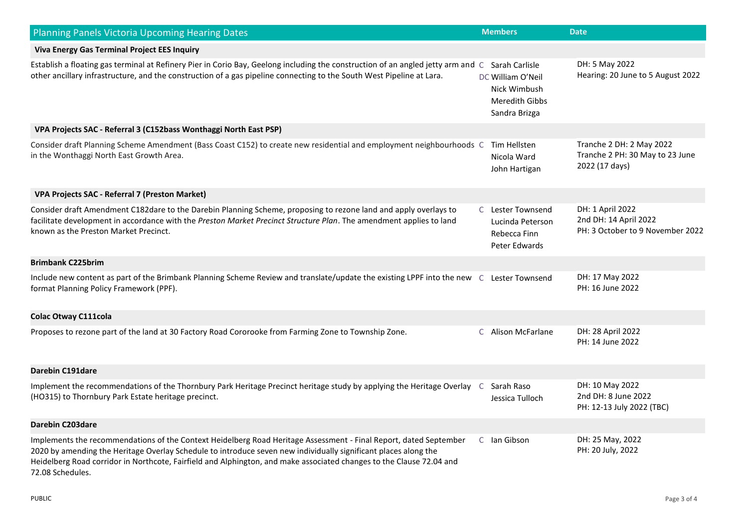| Planning Panels Victoria Upcoming Hearing Dates | Members | Date |
|---|---|---|
| **Viva Energy Gas Terminal Project EES Inquiry** | | |
| Establish a floating gas terminal at Refinery Pier in Corio Bay, Geelong including the construction of an angled jetty arm and other ancillary infrastructure, and the construction of a gas pipeline connecting to the South West Pipeline at Lara. | C Sarah Carlisle<br>DC William O'Neil<br>Nick Wimbush<br>Meredith Gibbs<br>Sandra Brizga | DH: 5 May 2022<br>Hearing: 20 June to 5 August 2022 |
| **VPA Projects SAC - Referral 3 (C152bass Wonthaggi North East PSP)** | | |
| Consider draft Planning Scheme Amendment (Bass Coast C152) to create new residential and employment neighbourhoods in the Wonthaggi North East Growth Area. | C Tim Hellsten<br>Nicola Ward<br>John Hartigan | Tranche 2 DH: 2 May 2022<br>Tranche 2 PH: 30 May to 23 June 2022 (17 days) |
| **VPA Projects SAC - Referral 7 (Preston Market)** | | |
| Consider draft Amendment C182dare to the Darebin Planning Scheme, proposing to rezone land and apply overlays to facilitate development in accordance with the *Preston Market Precinct Structure Plan*. The amendment applies to land known as the Preston Market Precinct. | C Lester Townsend<br>Lucinda Peterson<br>Rebecca Finn<br>Peter Edwards | DH: 1 April 2022<br>2nd DH: 14 April 2022<br>PH: 3 October to 9 November 2022 |
| **Brimbank C225brim** | | |
| Include new content as part of the Brimbank Planning Scheme Review and translate/update the existing LPPF into the new format Planning Policy Framework (PPF). | C Lester Townsend | DH: 17 May 2022<br>PH: 16 June 2022 |
| **Colac Otway C111cola** | | |
| Proposes to rezone part of the land at 30 Factory Road Cororooke from Farming Zone to Township Zone. | C Alison McFarlane | DH: 28 April 2022<br>PH: 14 June 2022 |
| **Darebin C191dare** | | |
| Implement the recommendations of the Thornbury Park Heritage Precinct heritage study by applying the Heritage Overlay (HO315) to Thornbury Park Estate heritage precinct. | C Sarah Raso<br>Jessica Tulloch | DH: 10 May 2022<br>2nd DH: 8 June 2022<br>PH: 12-13 July 2022 (TBC) |
| **Darebin C203dare** | | |
| Implements the recommendations of the Context Heidelberg Road Heritage Assessment - Final Report, dated September 2020 by amending the Heritage Overlay Schedule to introduce seven new individually significant places along the Heidelberg Road corridor in Northcote, Fairfield and Alphington, and make associated changes to the Clause 72.04 and 72.08 Schedules. | C Ian Gibson | DH: 25 May, 2022<br>PH: 20 July, 2022 |

PUBLIC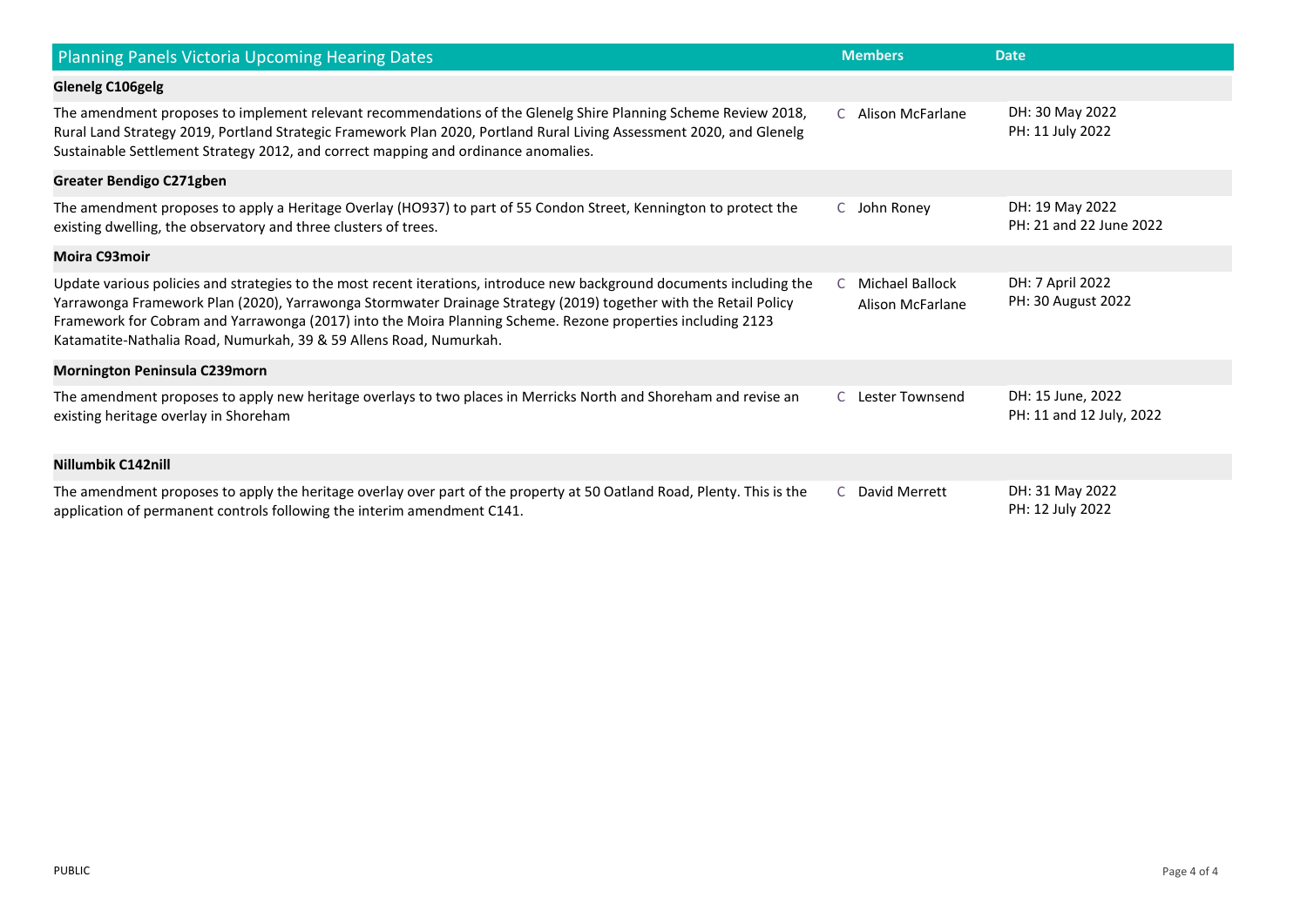| Planning Panels Victoria Upcoming Hearing Dates | Members | Date |
| --- | --- | --- |
| **Glenelg C106gelg** | | |
| The amendment proposes to implement relevant recommendations of the Glenelg Shire Planning Scheme Review 2018, Rural Land Strategy 2019, Portland Strategic Framework Plan 2020, Portland Rural Living Assessment 2020, and Glenelg Sustainable Settlement Strategy 2012, and correct mapping and ordinance anomalies. | C Alison McFarlane | DH: 30 May 2022<br>PH: 11 July 2022 |
| **Greater Bendigo C271gben** | | |
| The amendment proposes to apply a Heritage Overlay (HO937) to part of 55 Condon Street, Kennington to protect the existing dwelling, the observatory and three clusters of trees. | C John Roney | DH: 19 May 2022<br>PH: 21 and 22 June 2022 |
| **Moira C93moir** | | |
| Update various policies and strategies to the most recent iterations, introduce new background documents including the Yarrawonga Framework Plan (2020), Yarrawonga Stormwater Drainage Strategy (2019) together with the Retail Policy Framework for Cobram and Yarrawonga (2017) into the Moira Planning Scheme. Rezone properties including 2123 Katamatite-Nathalia Road, Numurkah, 39 & 59 Allens Road, Numurkah. | C Michael Ballock<br>Alison McFarlane | DH: 7 April 2022<br>PH: 30 August 2022 |
| **Mornington Peninsula C239morn** | | |
| The amendment proposes to apply new heritage overlays to two places in Merricks North and Shoreham and revise an existing heritage overlay in Shoreham | C Lester Townsend | DH: 15 June, 2022<br>PH: 11 and 12 July, 2022 |
| **Nillumbik C142nill** | | |
| The amendment proposes to apply the heritage overlay over part of the property at 50 Oatland Road, Plenty. This is the application of permanent controls following the interim amendment C141. | C David Merrett | DH: 31 May 2022<br>PH: 12 July 2022 |

PUBLIC